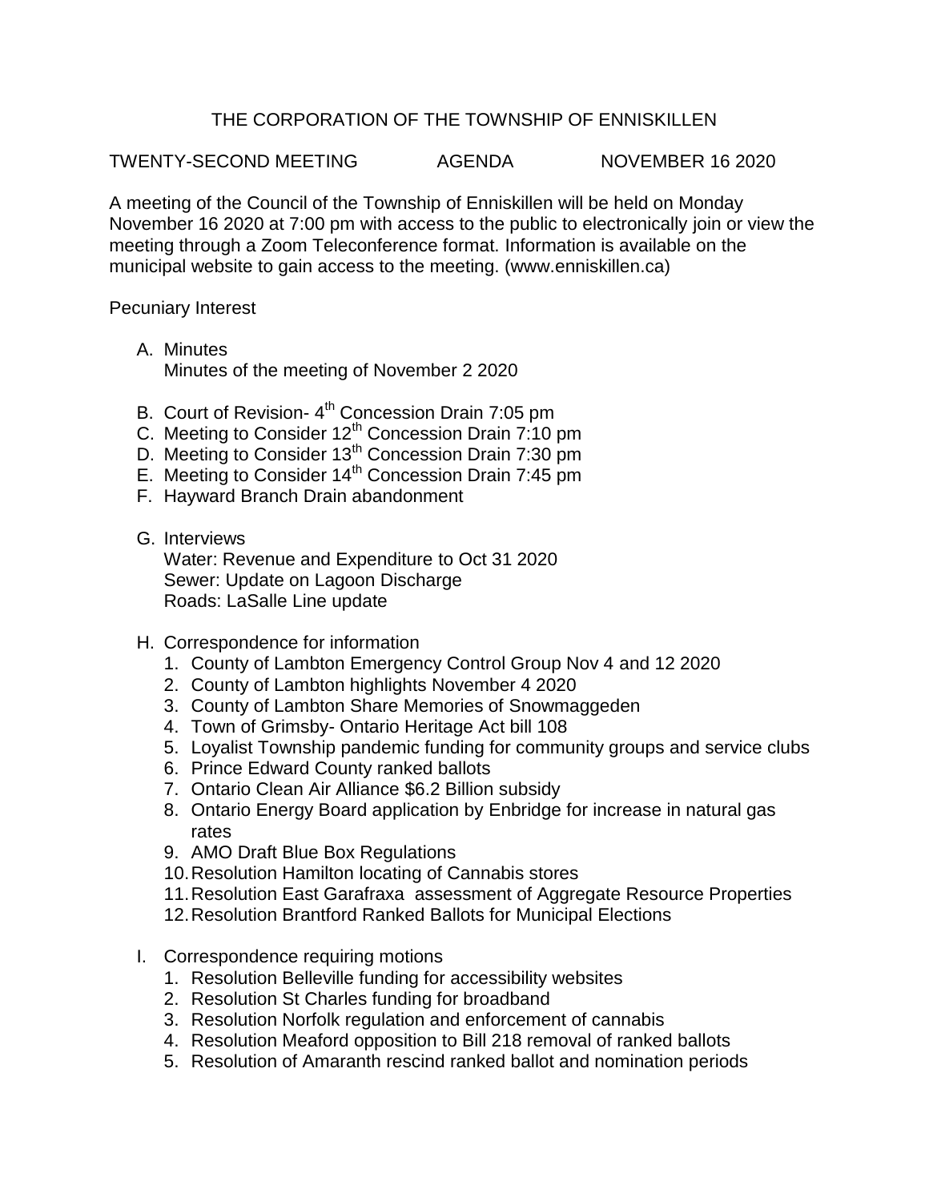# THE CORPORATION OF THE TOWNSHIP OF ENNISKILLEN

TWENTY-SECOND MEETING AGENDA NOVEMBER 16 2020

A meeting of the Council of the Township of Enniskillen will be held on Monday November 16 2020 at 7:00 pm with access to the public to electronically join or view the meeting through a Zoom Teleconference format. Information is available on the municipal website to gain access to the meeting. (www.enniskillen.ca)

Pecuniary Interest

A. Minutes
   Minutes of the meeting of November 2 2020

B. Court of Revision- 4th Concession Drain 7:05 pm
C. Meeting to Consider 12th Concession Drain 7:10 pm
D. Meeting to Consider 13th Concession Drain 7:30 pm
E. Meeting to Consider 14th Concession Drain 7:45 pm
F. Hayward Branch Drain abandonment

G. Interviews
   Water: Revenue and Expenditure to Oct 31 2020
   Sewer: Update on Lagoon Discharge
   Roads: LaSalle Line update

H. Correspondence for information
   1. County of Lambton Emergency Control Group Nov 4 and 12 2020
   2. County of Lambton highlights November 4 2020
   3. County of Lambton Share Memories of Snowmaggeden
   4. Town of Grimsby- Ontario Heritage Act bill 108
   5. Loyalist Township pandemic funding for community groups and service clubs
   6. Prince Edward County ranked ballots
   7. Ontario Clean Air Alliance $6.2 Billion subsidy
   8. Ontario Energy Board application by Enbridge for increase in natural gas rates
   9. AMO Draft Blue Box Regulations
   10. Resolution Hamilton locating of Cannabis stores
   11. Resolution East Garafraxa assessment of Aggregate Resource Properties
   12. Resolution Brantford Ranked Ballots for Municipal Elections

I. Correspondence requiring motions
   1. Resolution Belleville funding for accessibility websites
   2. Resolution St Charles funding for broadband
   3. Resolution Norfolk regulation and enforcement of cannabis
   4. Resolution Meaford opposition to Bill 218 removal of ranked ballots
   5. Resolution of Amaranth rescind ranked ballot and nomination periods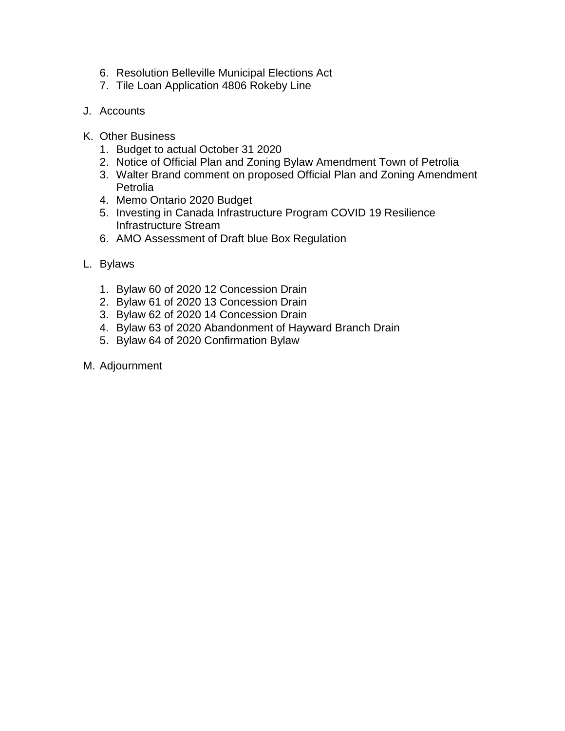6. Resolution Belleville Municipal Elections Act
7. Tile Loan Application 4806 Rokeby Line

J. Accounts

K. Other Business
   1. Budget to actual October 31 2020
   2. Notice of Official Plan and Zoning Bylaw Amendment Town of Petrolia
   3. Walter Brand comment on proposed Official Plan and Zoning Amendment Petrolia
   4. Memo Ontario 2020 Budget
   5. Investing in Canada Infrastructure Program COVID 19 Resilience Infrastructure Stream
   6. AMO Assessment of Draft blue Box Regulation

L. Bylaws

   1. Bylaw 60 of 2020 12 Concession Drain
   2. Bylaw 61 of 2020 13 Concession Drain
   3. Bylaw 62 of 2020 14 Concession Drain
   4. Bylaw 63 of 2020 Abandonment of Hayward Branch Drain
   5. Bylaw 64 of 2020 Confirmation Bylaw

M. Adjournment